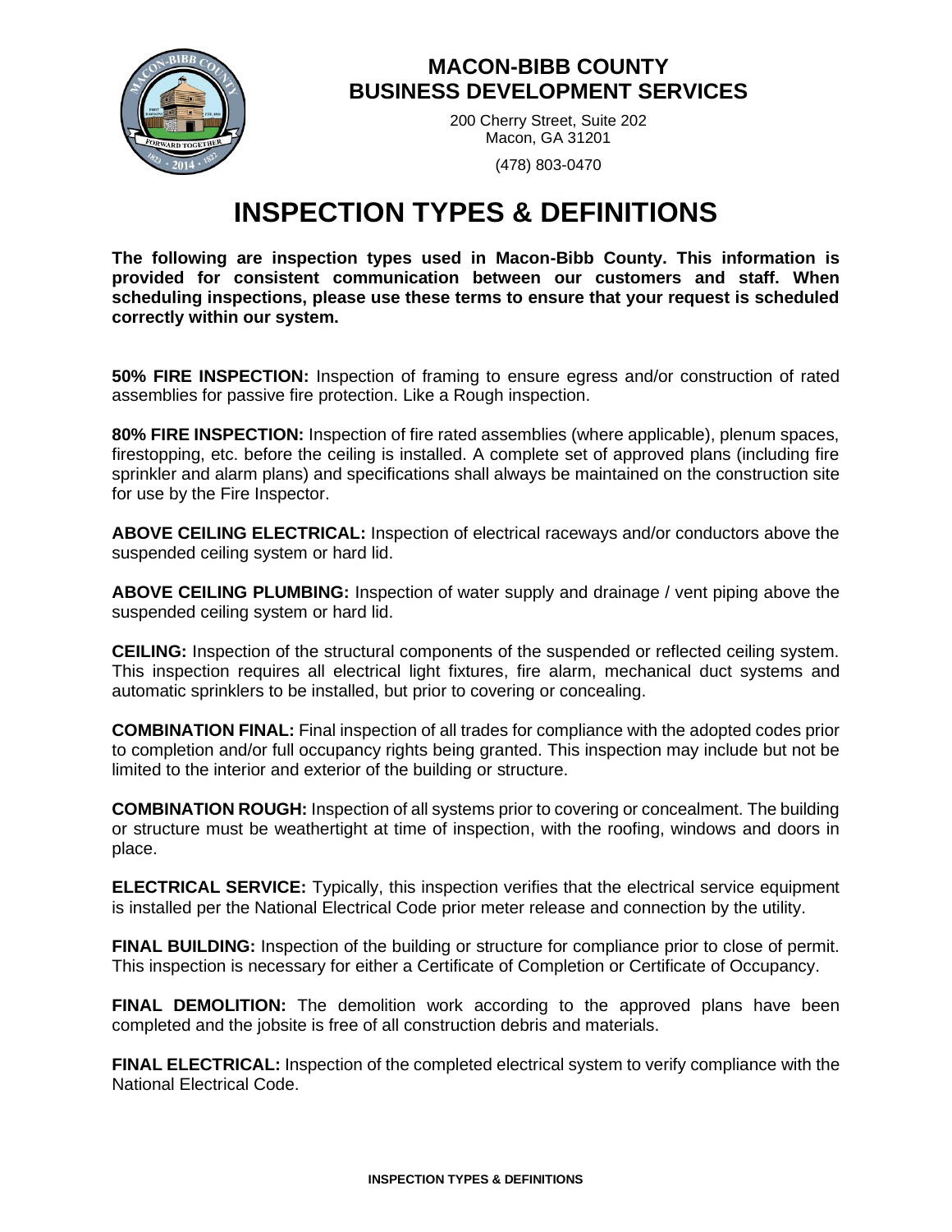**MACON-BIBB COUNTY**
**BUSINESS DEVELOPMENT SERVICES**

200 Cherry Street, Suite 202
Macon, GA 31201

(478) 803-0470

# INSPECTION TYPES & DEFINITIONS

**The following are inspection types used in Macon-Bibb County. This information is provided for consistent communication between our customers and staff. When scheduling inspections, please use these terms to ensure that your request is scheduled correctly within our system.**

**50% FIRE INSPECTION:** Inspection of framing to ensure egress and/or construction of rated assemblies for passive fire protection. Like a Rough inspection.

**80% FIRE INSPECTION:** Inspection of fire rated assemblies (where applicable), plenum spaces, firestopping, etc. before the ceiling is installed. A complete set of approved plans (including fire sprinkler and alarm plans) and specifications shall always be maintained on the construction site for use by the Fire Inspector.

**ABOVE CEILING ELECTRICAL:** Inspection of electrical raceways and/or conductors above the suspended ceiling system or hard lid.

**ABOVE CEILING PLUMBING:** Inspection of water supply and drainage / vent piping above the suspended ceiling system or hard lid.

**CEILING:** Inspection of the structural components of the suspended or reflected ceiling system. This inspection requires all electrical light fixtures, fire alarm, mechanical duct systems and automatic sprinklers to be installed, but prior to covering or concealing.

**COMBINATION FINAL:** Final inspection of all trades for compliance with the adopted codes prior to completion and/or full occupancy rights being granted. This inspection may include but not be limited to the interior and exterior of the building or structure.

**COMBINATION ROUGH:** Inspection of all systems prior to covering or concealment. The building or structure must be weathertight at time of inspection, with the roofing, windows and doors in place.

**ELECTRICAL SERVICE:** Typically, this inspection verifies that the electrical service equipment is installed per the National Electrical Code prior meter release and connection by the utility.

**FINAL BUILDING:** Inspection of the building or structure for compliance prior to close of permit. This inspection is necessary for either a Certificate of Completion or Certificate of Occupancy.

**FINAL DEMOLITION:** The demolition work according to the approved plans have been completed and the jobsite is free of all construction debris and materials.

**FINAL ELECTRICAL:** Inspection of the completed electrical system to verify compliance with the National Electrical Code.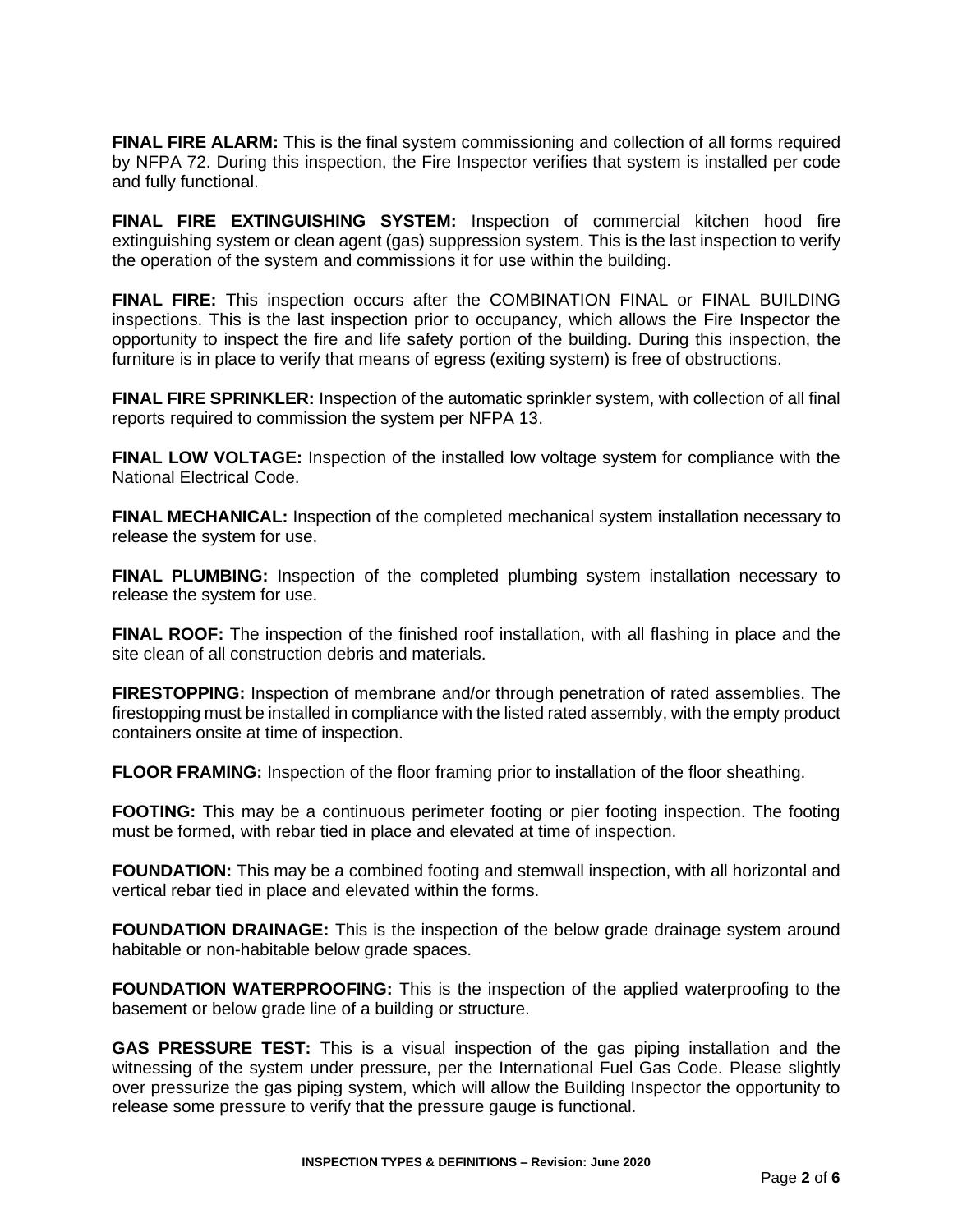**FINAL FIRE ALARM:** This is the final system commissioning and collection of all forms required by NFPA 72. During this inspection, the Fire Inspector verifies that system is installed per code and fully functional.

**FINAL FIRE EXTINGUISHING SYSTEM:** Inspection of commercial kitchen hood fire extinguishing system or clean agent (gas) suppression system. This is the last inspection to verify the operation of the system and commissions it for use within the building.

**FINAL FIRE:** This inspection occurs after the COMBINATION FINAL or FINAL BUILDING inspections. This is the last inspection prior to occupancy, which allows the Fire Inspector the opportunity to inspect the fire and life safety portion of the building. During this inspection, the furniture is in place to verify that means of egress (exiting system) is free of obstructions.

**FINAL FIRE SPRINKLER:** Inspection of the automatic sprinkler system, with collection of all final reports required to commission the system per NFPA 13.

**FINAL LOW VOLTAGE:** Inspection of the installed low voltage system for compliance with the National Electrical Code.

**FINAL MECHANICAL:** Inspection of the completed mechanical system installation necessary to release the system for use.

**FINAL PLUMBING:** Inspection of the completed plumbing system installation necessary to release the system for use.

**FINAL ROOF:** The inspection of the finished roof installation, with all flashing in place and the site clean of all construction debris and materials.

**FIRESTOPPING:** Inspection of membrane and/or through penetration of rated assemblies. The firestopping must be installed in compliance with the listed rated assembly, with the empty product containers onsite at time of inspection.

**FLOOR FRAMING:** Inspection of the floor framing prior to installation of the floor sheathing.

**FOOTING:** This may be a continuous perimeter footing or pier footing inspection. The footing must be formed, with rebar tied in place and elevated at time of inspection.

**FOUNDATION:** This may be a combined footing and stemwall inspection, with all horizontal and vertical rebar tied in place and elevated within the forms.

**FOUNDATION DRAINAGE:** This is the inspection of the below grade drainage system around habitable or non-habitable below grade spaces.

**FOUNDATION WATERPROOFING:** This is the inspection of the applied waterproofing to the basement or below grade line of a building or structure.

**GAS PRESSURE TEST:** This is a visual inspection of the gas piping installation and the witnessing of the system under pressure, per the International Fuel Gas Code. Please slightly over pressurize the gas piping system, which will allow the Building Inspector the opportunity to release some pressure to verify that the pressure gauge is functional.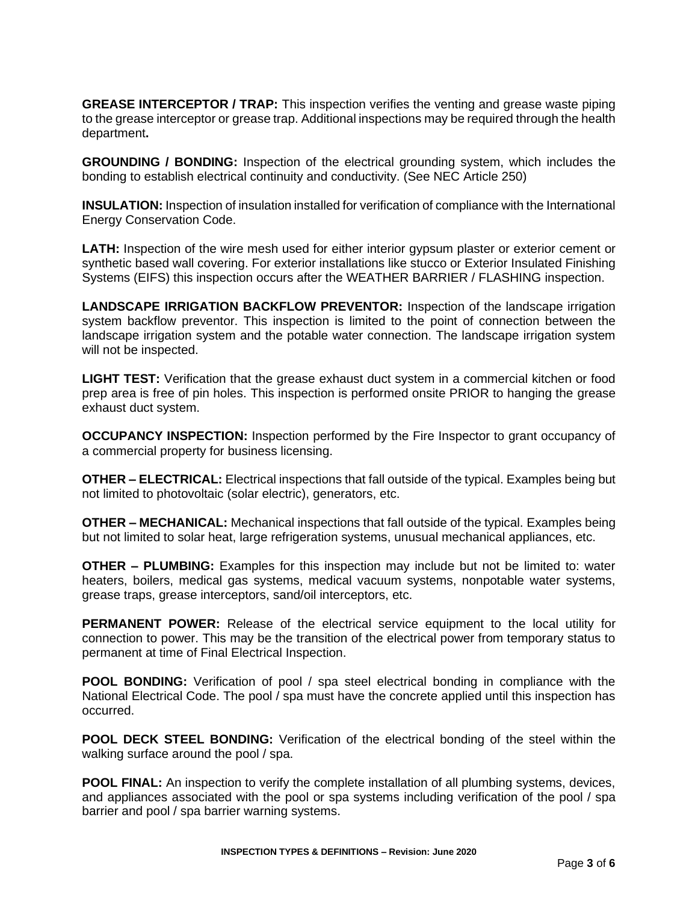**GREASE INTERCEPTOR / TRAP:** This inspection verifies the venting and grease waste piping to the grease interceptor or grease trap. Additional inspections may be required through the health department**.**

**GROUNDING / BONDING:** Inspection of the electrical grounding system, which includes the bonding to establish electrical continuity and conductivity. (See NEC Article 250)

**INSULATION:** Inspection of insulation installed for verification of compliance with the International Energy Conservation Code.

**LATH:** Inspection of the wire mesh used for either interior gypsum plaster or exterior cement or synthetic based wall covering. For exterior installations like stucco or Exterior Insulated Finishing Systems (EIFS) this inspection occurs after the WEATHER BARRIER / FLASHING inspection.

**LANDSCAPE IRRIGATION BACKFLOW PREVENTOR:** Inspection of the landscape irrigation system backflow preventor. This inspection is limited to the point of connection between the landscape irrigation system and the potable water connection. The landscape irrigation system will not be inspected.

**LIGHT TEST:** Verification that the grease exhaust duct system in a commercial kitchen or food prep area is free of pin holes. This inspection is performed onsite PRIOR to hanging the grease exhaust duct system.

**OCCUPANCY INSPECTION:** Inspection performed by the Fire Inspector to grant occupancy of a commercial property for business licensing.

**OTHER – ELECTRICAL:** Electrical inspections that fall outside of the typical. Examples being but not limited to photovoltaic (solar electric), generators, etc.

**OTHER – MECHANICAL:** Mechanical inspections that fall outside of the typical. Examples being but not limited to solar heat, large refrigeration systems, unusual mechanical appliances, etc.

**OTHER – PLUMBING:** Examples for this inspection may include but not be limited to: water heaters, boilers, medical gas systems, medical vacuum systems, nonpotable water systems, grease traps, grease interceptors, sand/oil interceptors, etc.

**PERMANENT POWER:** Release of the electrical service equipment to the local utility for connection to power. This may be the transition of the electrical power from temporary status to permanent at time of Final Electrical Inspection.

**POOL BONDING:** Verification of pool / spa steel electrical bonding in compliance with the National Electrical Code. The pool / spa must have the concrete applied until this inspection has occurred.

**POOL DECK STEEL BONDING:** Verification of the electrical bonding of the steel within the walking surface around the pool / spa.

**POOL FINAL:** An inspection to verify the complete installation of all plumbing systems, devices, and appliances associated with the pool or spa systems including verification of the pool / spa barrier and pool / spa barrier warning systems.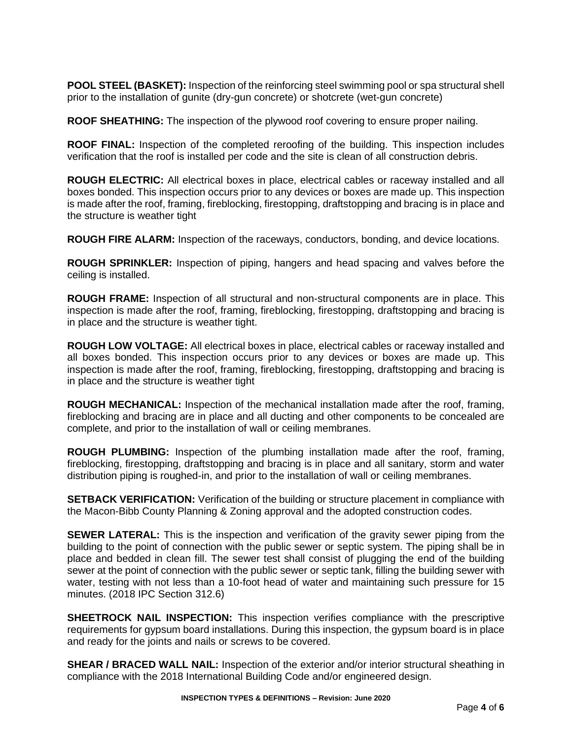**POOL STEEL (BASKET):** Inspection of the reinforcing steel swimming pool or spa structural shell prior to the installation of gunite (dry-gun concrete) or shotcrete (wet-gun concrete)

**ROOF SHEATHING:** The inspection of the plywood roof covering to ensure proper nailing.

**ROOF FINAL:** Inspection of the completed reroofing of the building. This inspection includes verification that the roof is installed per code and the site is clean of all construction debris.

**ROUGH ELECTRIC:** All electrical boxes in place, electrical cables or raceway installed and all boxes bonded. This inspection occurs prior to any devices or boxes are made up. This inspection is made after the roof, framing, fireblocking, firestopping, draftstopping and bracing is in place and the structure is weather tight

**ROUGH FIRE ALARM:** Inspection of the raceways, conductors, bonding, and device locations.

**ROUGH SPRINKLER:** Inspection of piping, hangers and head spacing and valves before the ceiling is installed.

**ROUGH FRAME:** Inspection of all structural and non-structural components are in place. This inspection is made after the roof, framing, fireblocking, firestopping, draftstopping and bracing is in place and the structure is weather tight.

**ROUGH LOW VOLTAGE:** All electrical boxes in place, electrical cables or raceway installed and all boxes bonded. This inspection occurs prior to any devices or boxes are made up. This inspection is made after the roof, framing, fireblocking, firestopping, draftstopping and bracing is in place and the structure is weather tight

**ROUGH MECHANICAL:** Inspection of the mechanical installation made after the roof, framing, fireblocking and bracing are in place and all ducting and other components to be concealed are complete, and prior to the installation of wall or ceiling membranes.

**ROUGH PLUMBING:** Inspection of the plumbing installation made after the roof, framing, fireblocking, firestopping, draftstopping and bracing is in place and all sanitary, storm and water distribution piping is roughed-in, and prior to the installation of wall or ceiling membranes.

**SETBACK VERIFICATION:** Verification of the building or structure placement in compliance with the Macon-Bibb County Planning & Zoning approval and the adopted construction codes.

**SEWER LATERAL:** This is the inspection and verification of the gravity sewer piping from the building to the point of connection with the public sewer or septic system. The piping shall be in place and bedded in clean fill. The sewer test shall consist of plugging the end of the building sewer at the point of connection with the public sewer or septic tank, filling the building sewer with water, testing with not less than a 10-foot head of water and maintaining such pressure for 15 minutes. (2018 IPC Section 312.6)

**SHEETROCK NAIL INSPECTION:** This inspection verifies compliance with the prescriptive requirements for gypsum board installations. During this inspection, the gypsum board is in place and ready for the joints and nails or screws to be covered.

**SHEAR / BRACED WALL NAIL:** Inspection of the exterior and/or interior structural sheathing in compliance with the 2018 International Building Code and/or engineered design.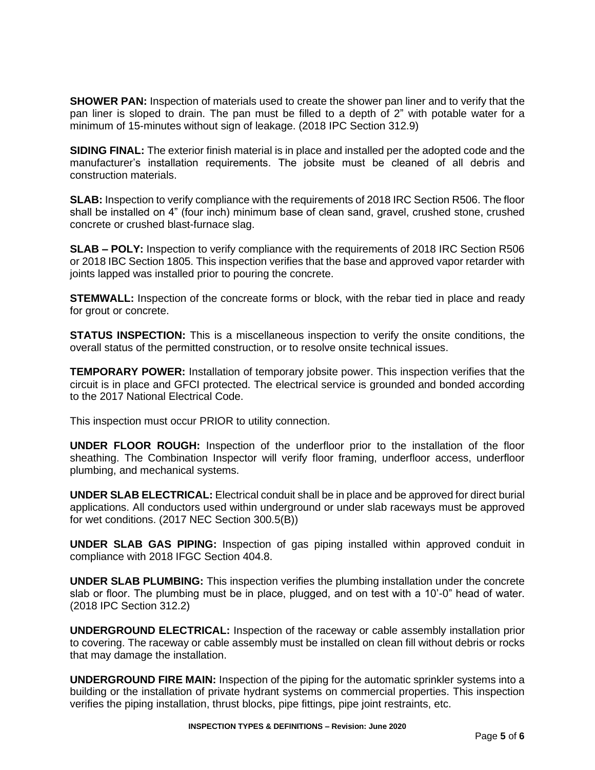**SHOWER PAN:** Inspection of materials used to create the shower pan liner and to verify that the pan liner is sloped to drain. The pan must be filled to a depth of 2" with potable water for a minimum of 15-minutes without sign of leakage. (2018 IPC Section 312.9)

**SIDING FINAL:** The exterior finish material is in place and installed per the adopted code and the manufacturer's installation requirements. The jobsite must be cleaned of all debris and construction materials.

**SLAB:** Inspection to verify compliance with the requirements of 2018 IRC Section R506. The floor shall be installed on 4" (four inch) minimum base of clean sand, gravel, crushed stone, crushed concrete or crushed blast-furnace slag.

**SLAB – POLY:** Inspection to verify compliance with the requirements of 2018 IRC Section R506 or 2018 IBC Section 1805. This inspection verifies that the base and approved vapor retarder with joints lapped was installed prior to pouring the concrete.

**STEMWALL:** Inspection of the concreate forms or block, with the rebar tied in place and ready for grout or concrete.

**STATUS INSPECTION:** This is a miscellaneous inspection to verify the onsite conditions, the overall status of the permitted construction, or to resolve onsite technical issues.

**TEMPORARY POWER:** Installation of temporary jobsite power. This inspection verifies that the circuit is in place and GFCI protected. The electrical service is grounded and bonded according to the 2017 National Electrical Code.

This inspection must occur PRIOR to utility connection.

**UNDER FLOOR ROUGH:** Inspection of the underfloor prior to the installation of the floor sheathing. The Combination Inspector will verify floor framing, underfloor access, underfloor plumbing, and mechanical systems.

**UNDER SLAB ELECTRICAL:** Electrical conduit shall be in place and be approved for direct burial applications. All conductors used within underground or under slab raceways must be approved for wet conditions. (2017 NEC Section 300.5(B))

**UNDER SLAB GAS PIPING:** Inspection of gas piping installed within approved conduit in compliance with 2018 IFGC Section 404.8.

**UNDER SLAB PLUMBING:** This inspection verifies the plumbing installation under the concrete slab or floor. The plumbing must be in place, plugged, and on test with a 10'-0" head of water. (2018 IPC Section 312.2)

**UNDERGROUND ELECTRICAL:** Inspection of the raceway or cable assembly installation prior to covering. The raceway or cable assembly must be installed on clean fill without debris or rocks that may damage the installation.

**UNDERGROUND FIRE MAIN:** Inspection of the piping for the automatic sprinkler systems into a building or the installation of private hydrant systems on commercial properties. This inspection verifies the piping installation, thrust blocks, pipe fittings, pipe joint restraints, etc.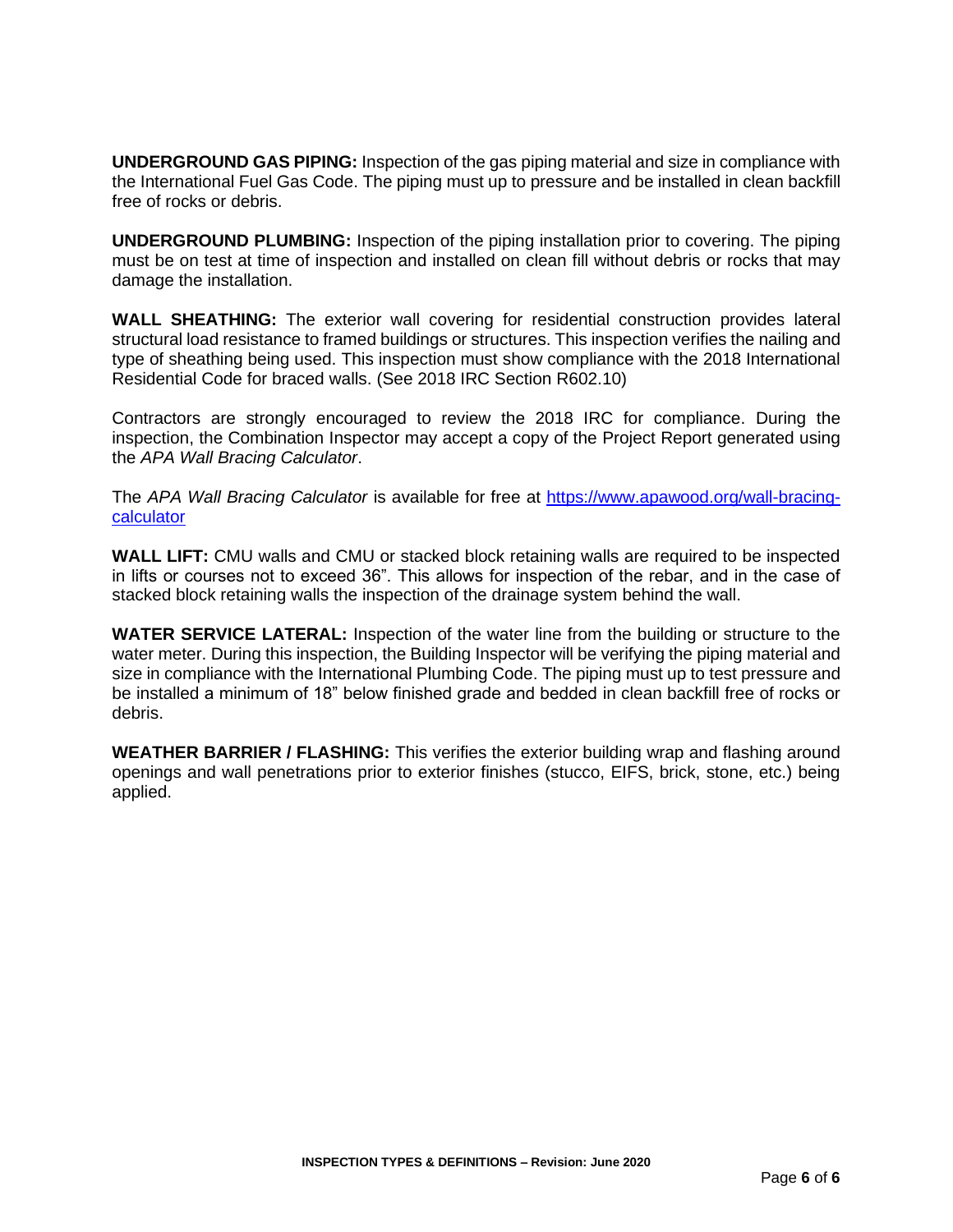**UNDERGROUND GAS PIPING:** Inspection of the gas piping material and size in compliance with the International Fuel Gas Code. The piping must up to pressure and be installed in clean backfill free of rocks or debris.

**UNDERGROUND PLUMBING:** Inspection of the piping installation prior to covering. The piping must be on test at time of inspection and installed on clean fill without debris or rocks that may damage the installation.

**WALL SHEATHING:** The exterior wall covering for residential construction provides lateral structural load resistance to framed buildings or structures. This inspection verifies the nailing and type of sheathing being used. This inspection must show compliance with the 2018 International Residential Code for braced walls. (See 2018 IRC Section R602.10)

Contractors are strongly encouraged to review the 2018 IRC for compliance. During the inspection, the Combination Inspector may accept a copy of the Project Report generated using the *APA Wall Bracing Calculator*.

The *APA Wall Bracing Calculator* is available for free at [https://www.apawood.org/wall-bracing-calculator](https://www.apawood.org/wall-bracing-calculator)

**WALL LIFT:** CMU walls and CMU or stacked block retaining walls are required to be inspected in lifts or courses not to exceed 36". This allows for inspection of the rebar, and in the case of stacked block retaining walls the inspection of the drainage system behind the wall.

**WATER SERVICE LATERAL:** Inspection of the water line from the building or structure to the water meter. During this inspection, the Building Inspector will be verifying the piping material and size in compliance with the International Plumbing Code. The piping must up to test pressure and be installed a minimum of 18" below finished grade and bedded in clean backfill free of rocks or debris.

**WEATHER BARRIER / FLASHING:** This verifies the exterior building wrap and flashing around openings and wall penetrations prior to exterior finishes (stucco, EIFS, brick, stone, etc.) being applied.